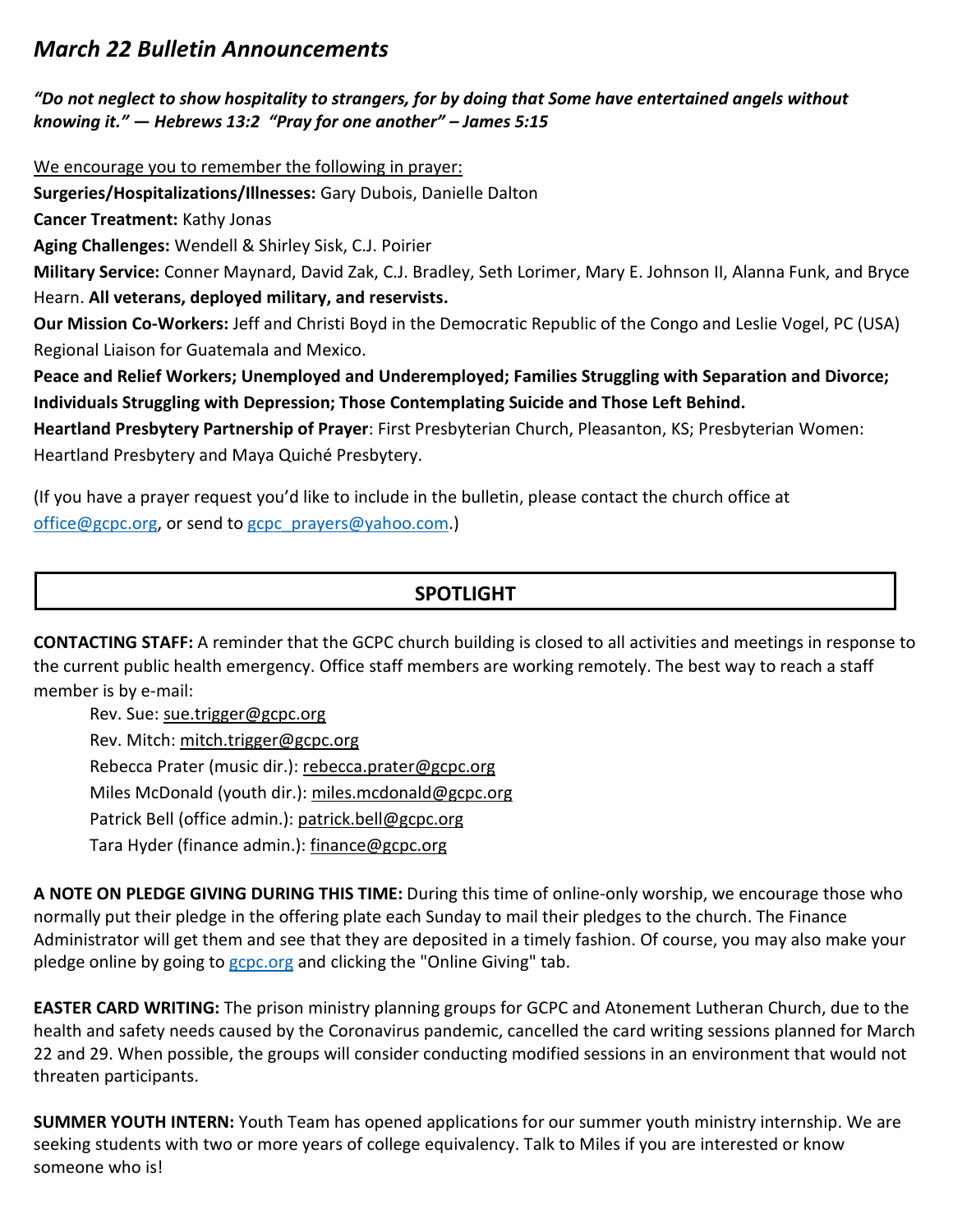# *March 22 Bulletin Announcements*

***"Do not neglect to show hospitality to strangers, for by doing that Some have entertained angels without knowing it." — Hebrews 13:2 "Pray for one another" – James 5:15***

We encourage you to remember the following in prayer:

**Surgeries/Hospitalizations/Illnesses:** Gary Dubois, Danielle Dalton

**Cancer Treatment:** Kathy Jonas

**Aging Challenges:** Wendell & Shirley Sisk, C.J. Poirier

**Military Service:** Conner Maynard, David Zak, C.J. Bradley, Seth Lorimer, Mary E. Johnson II, Alanna Funk, and Bryce Hearn. **All veterans, deployed military, and reservists.**

**Our Mission Co-Workers:** Jeff and Christi Boyd in the Democratic Republic of the Congo and Leslie Vogel, PC (USA) Regional Liaison for Guatemala and Mexico.

**Peace and Relief Workers; Unemployed and Underemployed; Families Struggling with Separation and Divorce; Individuals Struggling with Depression; Those Contemplating Suicide and Those Left Behind.**

**Heartland Presbytery Partnership of Prayer**: First Presbyterian Church, Pleasanton, KS; Presbyterian Women: Heartland Presbytery and Maya Quiché Presbytery.

(If you have a prayer request you'd like to include in the bulletin, please contact the church office at office@gcpc.org, or send to gcpc_prayers@yahoo.com.)

## SPOTLIGHT

**CONTACTING STAFF:** A reminder that the GCPC church building is closed to all activities and meetings in response to the current public health emergency. Office staff members are working remotely. The best way to reach a staff member is by e-mail:

Rev. Sue: sue.trigger@gcpc.org
Rev. Mitch: mitch.trigger@gcpc.org
Rebecca Prater (music dir.): rebecca.prater@gcpc.org
Miles McDonald (youth dir.): miles.mcdonald@gcpc.org
Patrick Bell (office admin.): patrick.bell@gcpc.org
Tara Hyder (finance admin.): finance@gcpc.org

**A NOTE ON PLEDGE GIVING DURING THIS TIME:** During this time of online-only worship, we encourage those who normally put their pledge in the offering plate each Sunday to mail their pledges to the church. The Finance Administrator will get them and see that they are deposited in a timely fashion. Of course, you may also make your pledge online by going to gcpc.org and clicking the "Online Giving" tab.

**EASTER CARD WRITING:** The prison ministry planning groups for GCPC and Atonement Lutheran Church, due to the health and safety needs caused by the Coronavirus pandemic, cancelled the card writing sessions planned for March 22 and 29. When possible, the groups will consider conducting modified sessions in an environment that would not threaten participants.

**SUMMER YOUTH INTERN:** Youth Team has opened applications for our summer youth ministry internship. We are seeking students with two or more years of college equivalency. Talk to Miles if you are interested or know someone who is!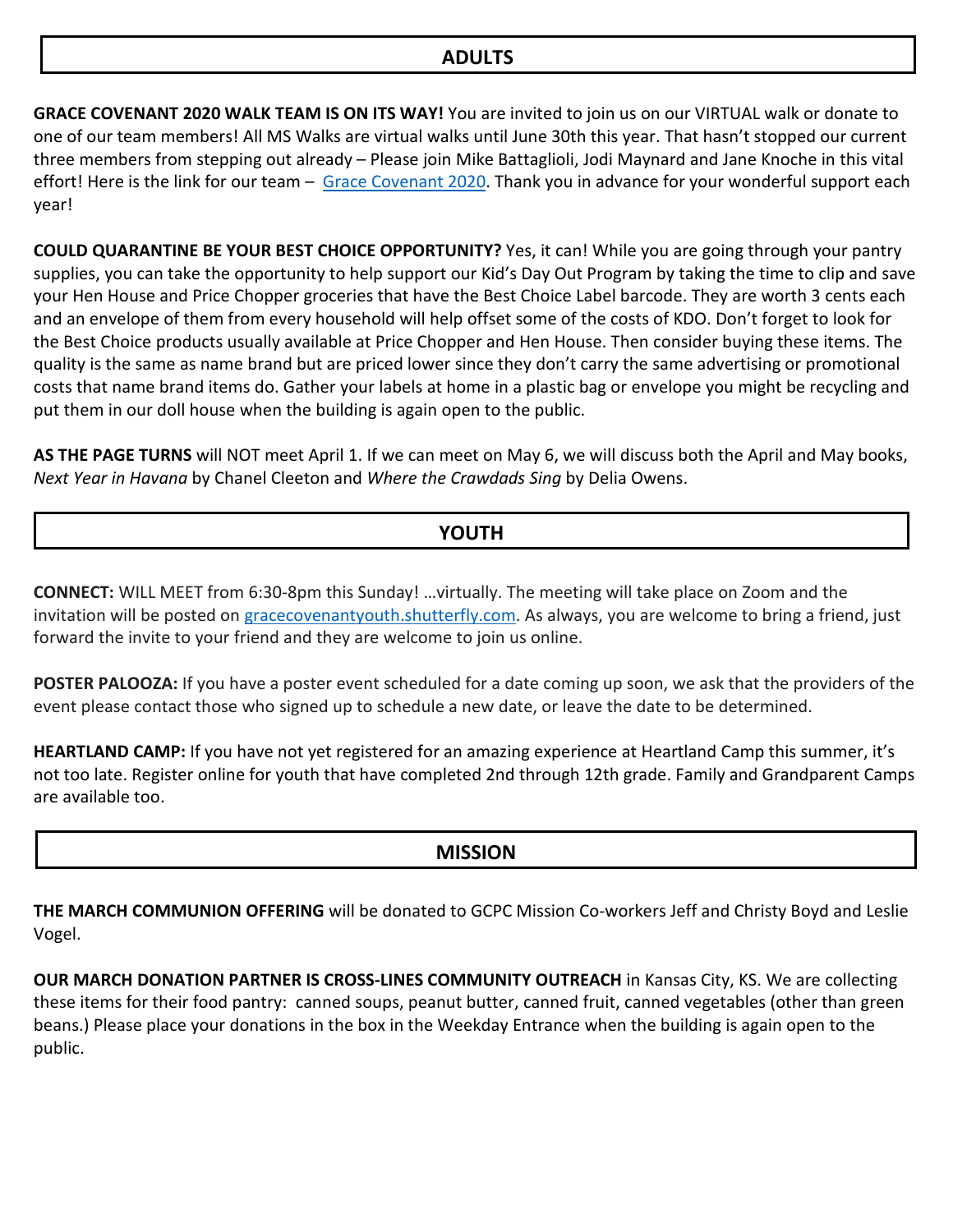## ADULTS

**GRACE COVENANT 2020 WALK TEAM IS ON ITS WAY!** You are invited to join us on our VIRTUAL walk or donate to one of our team members! All MS Walks are virtual walks until June 30th this year. That hasn't stopped our current three members from stepping out already – Please join Mike Battaglioli, Jodi Maynard and Jane Knoche in this vital effort! Here is the link for our team – Grace Covenant 2020. Thank you in advance for your wonderful support each year!

**COULD QUARANTINE BE YOUR BEST CHOICE OPPORTUNITY?** Yes, it can! While you are going through your pantry supplies, you can take the opportunity to help support our Kid's Day Out Program by taking the time to clip and save your Hen House and Price Chopper groceries that have the Best Choice Label barcode. They are worth 3 cents each and an envelope of them from every household will help offset some of the costs of KDO. Don't forget to look for the Best Choice products usually available at Price Chopper and Hen House. Then consider buying these items. The quality is the same as name brand but are priced lower since they don't carry the same advertising or promotional costs that name brand items do. Gather your labels at home in a plastic bag or envelope you might be recycling and put them in our doll house when the building is again open to the public.

**AS THE PAGE TURNS** will NOT meet April 1. If we can meet on May 6, we will discuss both the April and May books, *Next Year in Havana* by Chanel Cleeton and *Where the Crawdads Sing* by Delia Owens.

## YOUTH

**CONNECT:** WILL MEET from 6:30-8pm this Sunday! …virtually. The meeting will take place on Zoom and the invitation will be posted on gracecovenantyouth.shutterfly.com. As always, you are welcome to bring a friend, just forward the invite to your friend and they are welcome to join us online.

**POSTER PALOOZA:** If you have a poster event scheduled for a date coming up soon, we ask that the providers of the event please contact those who signed up to schedule a new date, or leave the date to be determined.

**HEARTLAND CAMP:** If you have not yet registered for an amazing experience at Heartland Camp this summer, it's not too late. Register online for youth that have completed 2nd through 12th grade. Family and Grandparent Camps are available too.

## MISSION

**THE MARCH COMMUNION OFFERING** will be donated to GCPC Mission Co-workers Jeff and Christy Boyd and Leslie Vogel.

**OUR MARCH DONATION PARTNER IS CROSS-LINES COMMUNITY OUTREACH** in Kansas City, KS. We are collecting these items for their food pantry: canned soups, peanut butter, canned fruit, canned vegetables (other than green beans.) Please place your donations in the box in the Weekday Entrance when the building is again open to the public.